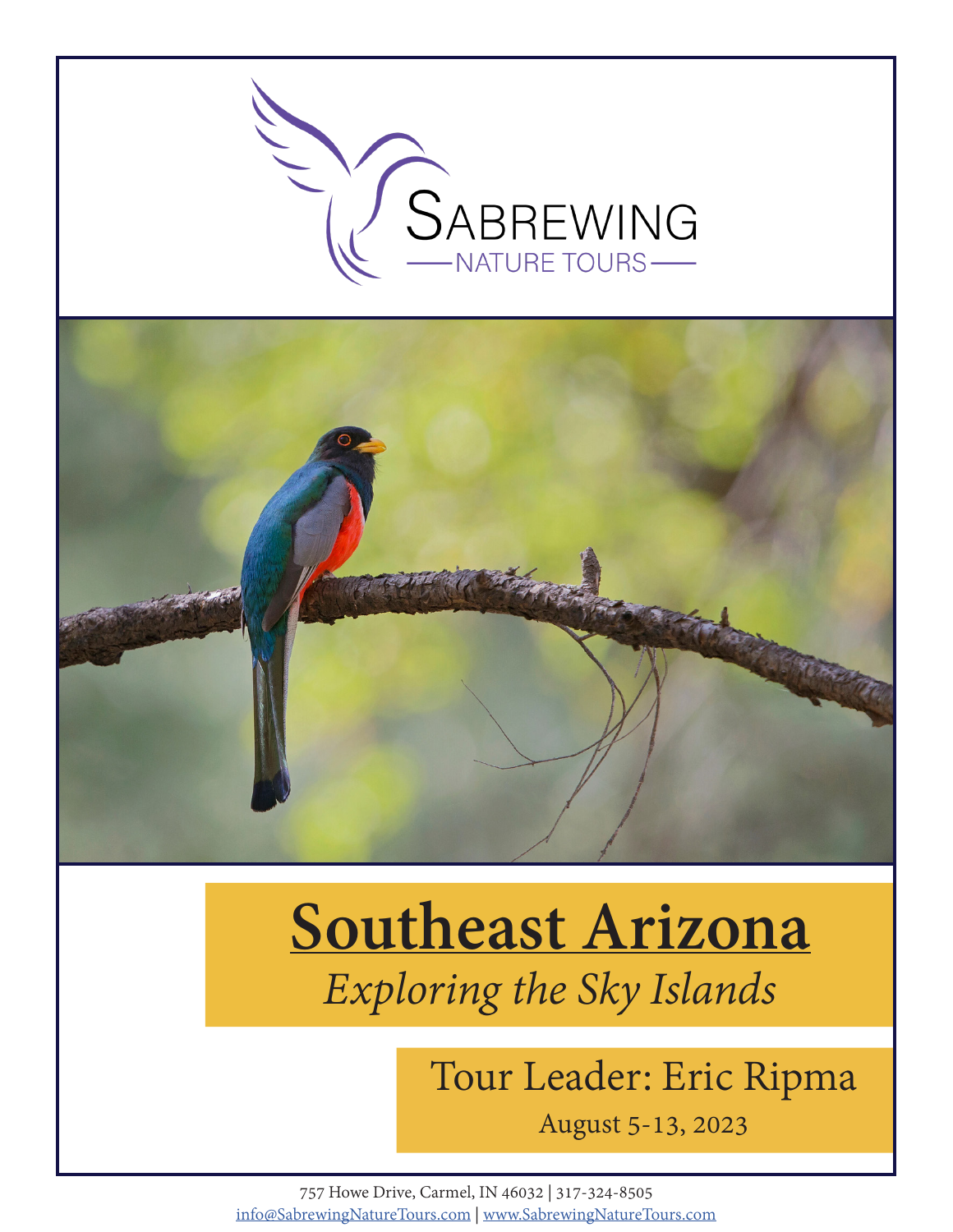SABREWING

NATURE TOURS

# Southeast Arizona

*Exploring the Sky Islands*

Tour Leader: Eric Ripma

August 5-13, 2023

757 Howe Drive, Carmel, IN 46032 | 317-324-8505
info@SabrewingNatureTours.com | www.SabrewingNatureTours.com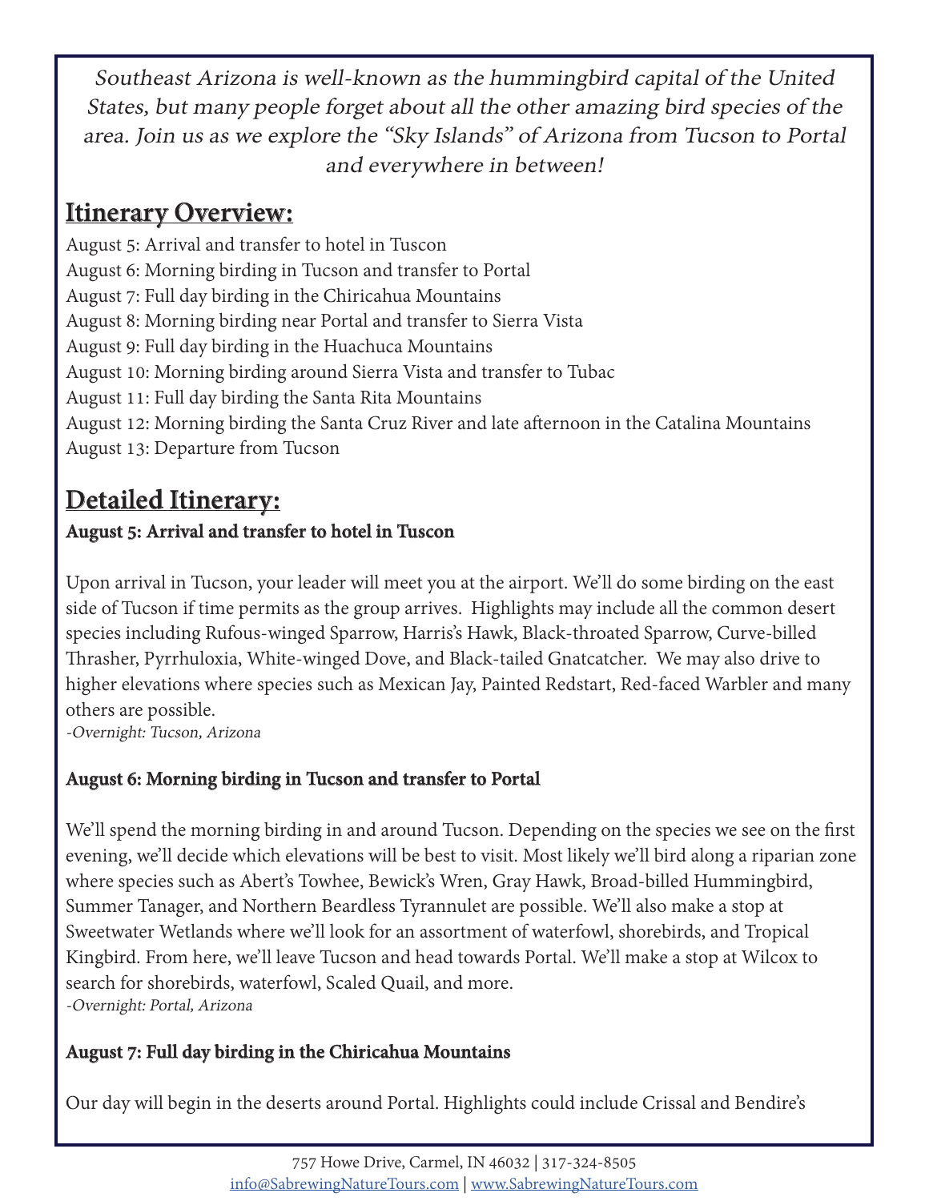*Southeast Arizona is well-known as the hummingbird capital of the United States, but many people forget about all the other amazing bird species of the area. Join us as we explore the "Sky Islands" of Arizona from Tucson to Portal and everywhere in between!*

## Itinerary Overview:

August 5: Arrival and transfer to hotel in Tuscon
August 6: Morning birding in Tucson and transfer to Portal
August 7: Full day birding in the Chiricahua Mountains
August 8: Morning birding near Portal and transfer to Sierra Vista
August 9: Full day birding in the Huachuca Mountains
August 10: Morning birding around Sierra Vista and transfer to Tubac
August 11: Full day birding the Santa Rita Mountains
August 12: Morning birding the Santa Cruz River and late afternoon in the Catalina Mountains
August 13: Departure from Tucson

## Detailed Itinerary:

### August 5: Arrival and transfer to hotel in Tuscon

Upon arrival in Tucson, your leader will meet you at the airport. We'll do some birding on the east side of Tucson if time permits as the group arrives. Highlights may include all the common desert species including Rufous-winged Sparrow, Harris's Hawk, Black-throated Sparrow, Curve-billed Thrasher, Pyrrhuloxia, White-winged Dove, and Black-tailed Gnatcatcher. We may also drive to higher elevations where species such as Mexican Jay, Painted Redstart, Red-faced Warbler and many others are possible.
*-Overnight: Tucson, Arizona*

### August 6: Morning birding in Tucson and transfer to Portal

We'll spend the morning birding in and around Tucson. Depending on the species we see on the first evening, we'll decide which elevations will be best to visit. Most likely we'll bird along a riparian zone where species such as Abert's Towhee, Bewick's Wren, Gray Hawk, Broad-billed Hummingbird, Summer Tanager, and Northern Beardless Tyrannulet are possible. We'll also make a stop at Sweetwater Wetlands where we'll look for an assortment of waterfowl, shorebirds, and Tropical Kingbird. From here, we'll leave Tucson and head towards Portal. We'll make a stop at Wilcox to search for shorebirds, waterfowl, Scaled Quail, and more.
*-Overnight: Portal, Arizona*

### August 7: Full day birding in the Chiricahua Mountains

Our day will begin in the deserts around Portal. Highlights could include Crissal and Bendire's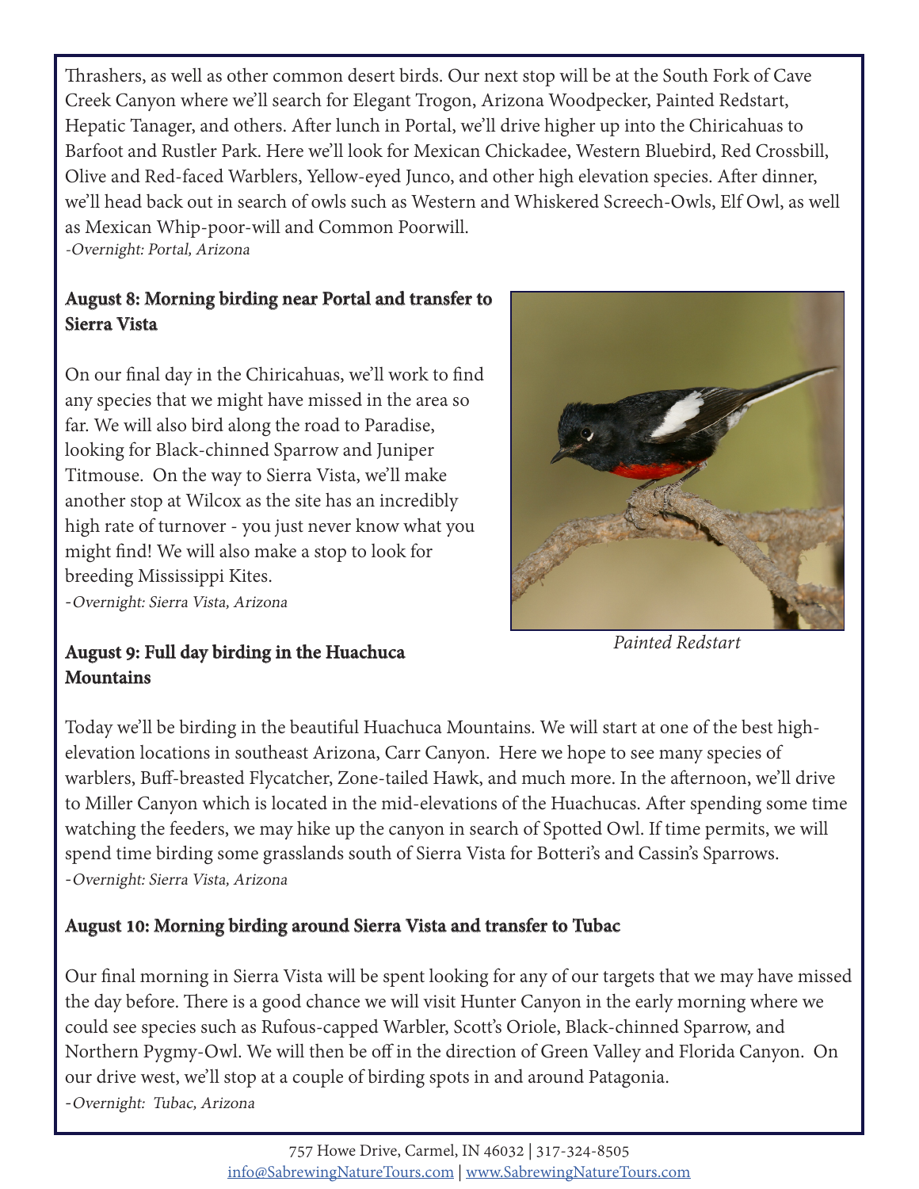Thrashers, as well as other common desert birds. Our next stop will be at the South Fork of Cave Creek Canyon where we'll search for Elegant Trogon, Arizona Woodpecker, Painted Redstart, Hepatic Tanager, and others. After lunch in Portal, we'll drive higher up into the Chiricahuas to Barfoot and Rustler Park. Here we'll look for Mexican Chickadee, Western Bluebird, Red Crossbill, Olive and Red-faced Warblers, Yellow-eyed Junco, and other high elevation species. After dinner, we'll head back out in search of owls such as Western and Whiskered Screech-Owls, Elf Owl, as well as Mexican Whip-poor-will and Common Poorwill.

*-Overnight: Portal, Arizona*

### August 8: Morning birding near Portal and transfer to Sierra Vista

On our final day in the Chiricahuas, we'll work to find any species that we might have missed in the area so far. We will also bird along the road to Paradise, looking for Black-chinned Sparrow and Juniper Titmouse. On the way to Sierra Vista, we'll make another stop at Wilcox as the site has an incredibly high rate of turnover - you just never know what you might find! We will also make a stop to look for breeding Mississippi Kites.

*-Overnight: Sierra Vista, Arizona*

*Painted Redstart*

### August 9: Full day birding in the Huachuca Mountains

Today we'll be birding in the beautiful Huachuca Mountains. We will start at one of the best high-elevation locations in southeast Arizona, Carr Canyon. Here we hope to see many species of warblers, Buff-breasted Flycatcher, Zone-tailed Hawk, and much more. In the afternoon, we'll drive to Miller Canyon which is located in the mid-elevations of the Huachucas. After spending some time watching the feeders, we may hike up the canyon in search of Spotted Owl. If time permits, we will spend time birding some grasslands south of Sierra Vista for Botteri's and Cassin's Sparrows.

*-Overnight: Sierra Vista, Arizona*

### August 10: Morning birding around Sierra Vista and transfer to Tubac

Our final morning in Sierra Vista will be spent looking for any of our targets that we may have missed the day before. There is a good chance we will visit Hunter Canyon in the early morning where we could see species such as Rufous-capped Warbler, Scott's Oriole, Black-chinned Sparrow, and Northern Pygmy-Owl. We will then be off in the direction of Green Valley and Florida Canyon. On our drive west, we'll stop at a couple of birding spots in and around Patagonia.

*-Overnight: Tubac, Arizona*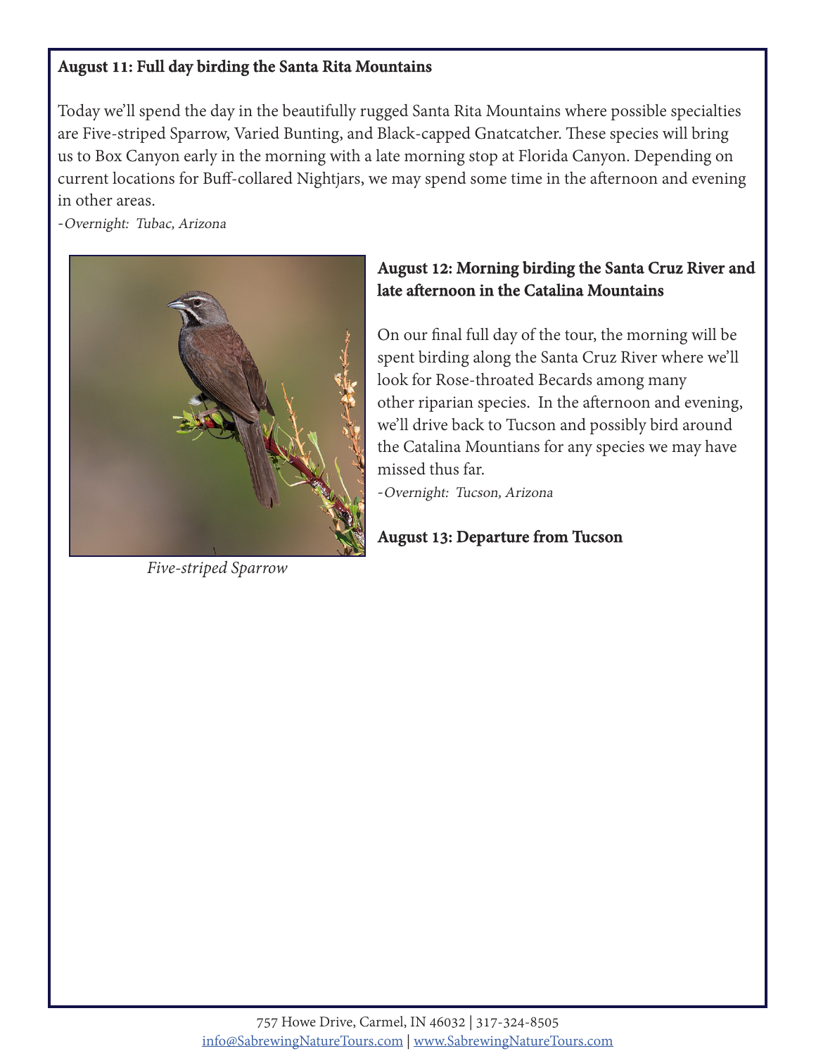**August 11: Full day birding the Santa Rita Mountains**

Today we'll spend the day in the beautifully rugged Santa Rita Mountains where possible specialties are Five-striped Sparrow, Varied Bunting, and Black-capped Gnatcatcher. These species will bring us to Box Canyon early in the morning with a late morning stop at Florida Canyon. Depending on current locations for Buff-collared Nightjars, we may spend some time in the afternoon and evening in other areas.

*-Overnight: Tubac, Arizona*

*Five-striped Sparrow*

**August 12: Morning birding the Santa Cruz River and late afternoon in the Catalina Mountains**

On our final full day of the tour, the morning will be spent birding along the Santa Cruz River where we'll look for Rose-throated Becards among many other riparian species. In the afternoon and evening, we'll drive back to Tucson and possibly bird around the Catalina Mountians for any species we may have missed thus far.

*-Overnight: Tucson, Arizona*

**August 13: Departure from Tucson**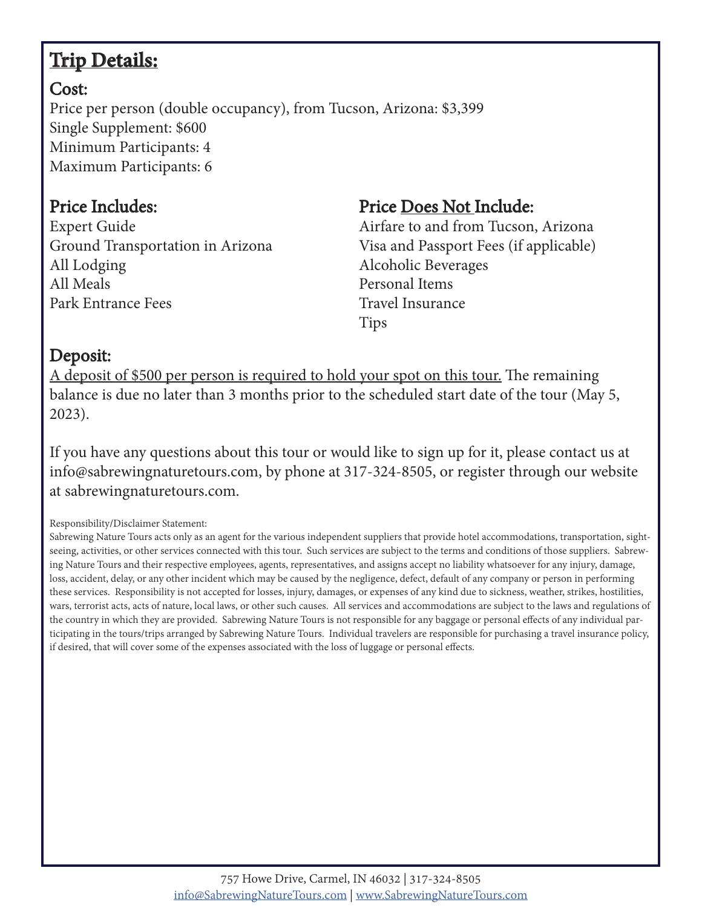# Trip Details:

## Cost:

Price per person (double occupancy), from Tucson, Arizona: $3,399
Single Supplement: $600
Minimum Participants: 4
Maximum Participants: 6

## Price Includes:

Expert Guide
Ground Transportation in Arizona
All Lodging
All Meals
Park Entrance Fees

## Price Does Not Include:

Airfare to and from Tucson, Arizona
Visa and Passport Fees (if applicable)
Alcoholic Beverages
Personal Items
Travel Insurance
Tips

## Deposit:

A deposit of $500 per person is required to hold your spot on this tour. The remaining balance is due no later than 3 months prior to the scheduled start date of the tour (May 5, 2023).

If you have any questions about this tour or would like to sign up for it, please contact us at info@sabrewingnaturetours.com, by phone at 317-324-8505, or register through our website at sabrewingnaturetours.com.

Responsibility/Disclaimer Statement:
Sabrewing Nature Tours acts only as an agent for the various independent suppliers that provide hotel accommodations, transportation, sightseeing, activities, or other services connected with this tour. Such services are subject to the terms and conditions of those suppliers. Sabrewing Nature Tours and their respective employees, agents, representatives, and assigns accept no liability whatsoever for any injury, damage, loss, accident, delay, or any other incident which may be caused by the negligence, defect, default of any company or person in performing these services. Responsibility is not accepted for losses, injury, damages, or expenses of any kind due to sickness, weather, strikes, hostilities, wars, terrorist acts, acts of nature, local laws, or other such causes. All services and accommodations are subject to the laws and regulations of the country in which they are provided. Sabrewing Nature Tours is not responsible for any baggage or personal effects of any individual participating in the tours/trips arranged by Sabrewing Nature Tours. Individual travelers are responsible for purchasing a travel insurance policy, if desired, that will cover some of the expenses associated with the loss of luggage or personal effects.

757 Howe Drive, Carmel, IN 46032 | 317-324-8505
info@SabrewingNatureTours.com | www.SabrewingNatureTours.com